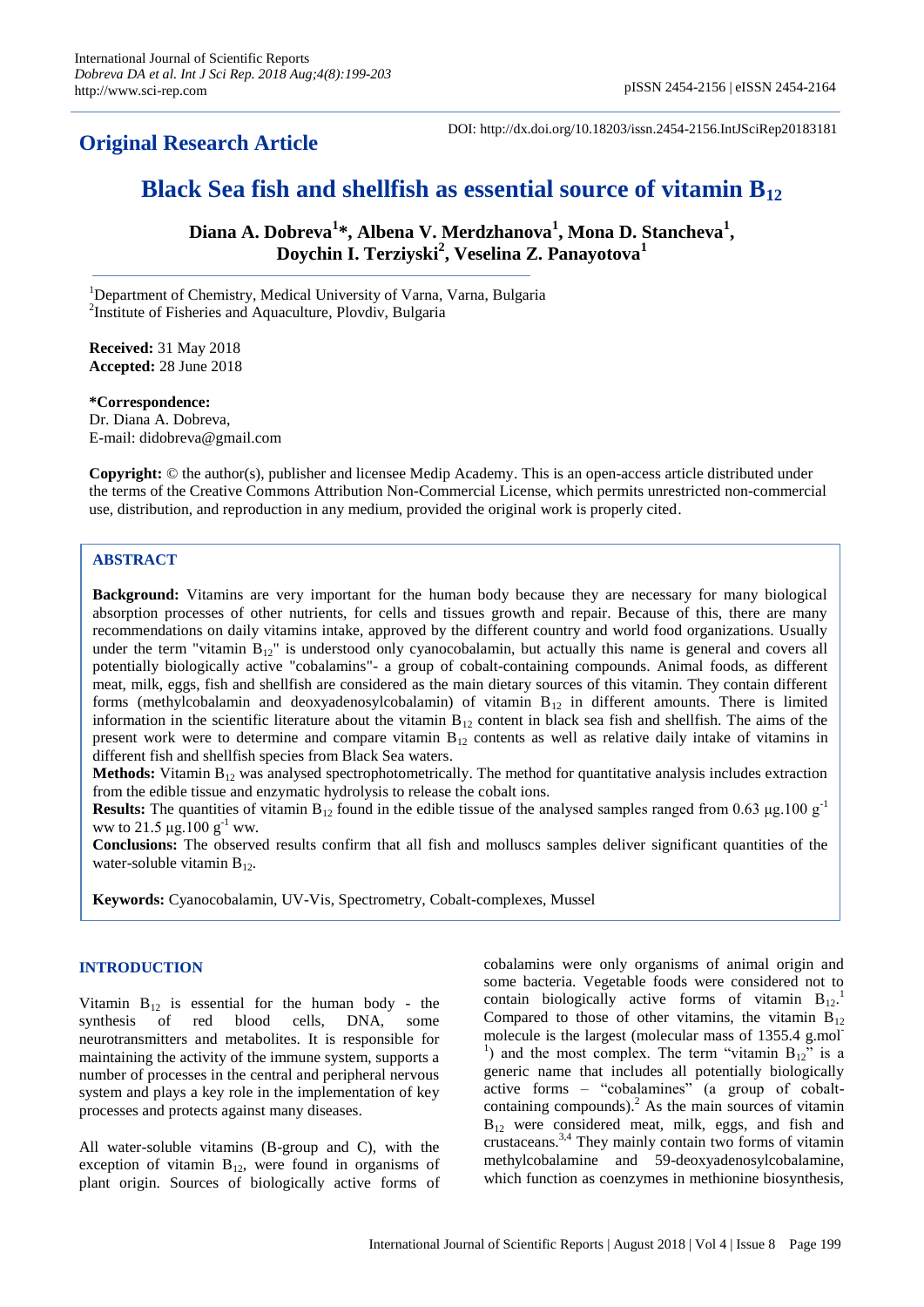## Original Research Article

DOI: http://dx.doi.org/10.18203/issn.2454-2156.IntJSciRep20183181

# Black Sea fish and shellfish as essential source of vitamin $B_{12}$

**Diana A. Dobreva[1]*, Albena V. Merdzhanova[1], Mona D. Stancheva[1], Doychin I. Terziyski[2], Veselina Z. Panayotova[1]**

[1]Department of Chemistry, Medical University of Varna, Varna, Bulgaria
[2]Institute of Fisheries and Aquaculture, Plovdiv, Bulgaria

**Received:** 31 May 2018
**Accepted:** 28 June 2018

**\*Correspondence:**
Dr. Diana A. Dobreva,
E-mail: didobreva@gmail.com

**Copyright:** © the author(s), publisher and licensee Medip Academy. This is an open-access article distributed under the terms of the Creative Commons Attribution Non-Commercial License, which permits unrestricted non-commercial use, distribution, and reproduction in any medium, provided the original work is properly cited.

## ABSTRACT

**Background:** Vitamins are very important for the human body because they are necessary for many biological absorption processes of other nutrients, for cells and tissues growth and repair. Because of this, there are many recommendations on daily vitamins intake, approved by the different country and world food organizations. Usually under the term "vitamin $B_{12}$" is understood only cyanocobalamin, but actually this name is general and covers all potentially biologically active "cobalamins"- a group of cobalt-containing compounds. Animal foods, as different meat, milk, eggs, fish and shellfish are considered as the main dietary sources of this vitamin. They contain different forms (methylcobalamin and deoxyadenosylcobalamin) of vitamin $B_{12}$ in different amounts. There is limited information in the scientific literature about the vitamin $B_{12}$ content in black sea fish and shellfish. The aims of the present work were to determine and compare vitamin $B_{12}$ contents as well as relative daily intake of vitamins in different fish and shellfish species from Black Sea waters.

**Methods:** Vitamin $B_{12}$ was analysed spectrophotometrically. The method for quantitative analysis includes extraction from the edible tissue and enzymatic hydrolysis to release the cobalt ions.

**Results:** The quantities of vitamin $B_{12}$ found in the edible tissue of the analysed samples ranged from 0.63 μg.100 $g^{-1}$ ww to 21.5 μg.100 $g^{-1}$ ww.

**Conclusions:** The observed results confirm that all fish and molluscs samples deliver significant quantities of the water-soluble vitamin $B_{12}$.

**Keywords:** Cyanocobalamin, UV-Vis, Spectrometry, Cobalt-complexes, Mussel

## INTRODUCTION

Vitamin $B_{12}$ is essential for the human body - the synthesis of red blood cells, DNA, some neurotransmitters and metabolites. It is responsible for maintaining the activity of the immune system, supports a number of processes in the central and peripheral nervous system and plays a key role in the implementation of key processes and protects against many diseases.

All water-soluble vitamins (B-group and C), with the exception of vitamin $B_{12}$, were found in organisms of plant origin. Sources of biologically active forms of cobalamins were only organisms of animal origin and some bacteria. Vegetable foods were considered not to contain biologically active forms of vitamin $B_{12}$.[1] Compared to those of other vitamins, the vitamin $B_{12}$ molecule is the largest (molecular mass of 1355.4 g.$mol^{-1}$) and the most complex. The term "vitamin $B_{12}$" is a generic name that includes all potentially biologically active forms – "cobalamines" (a group of cobalt-containing compounds).[2] As the main sources of vitamin $B_{12}$ were considered meat, milk, eggs, and fish and crustaceans.[3,4] They mainly contain two forms of vitamin methylcobalamine and 59-deoxyadenosylcobalamine, which function as coenzymes in methionine biosynthesis,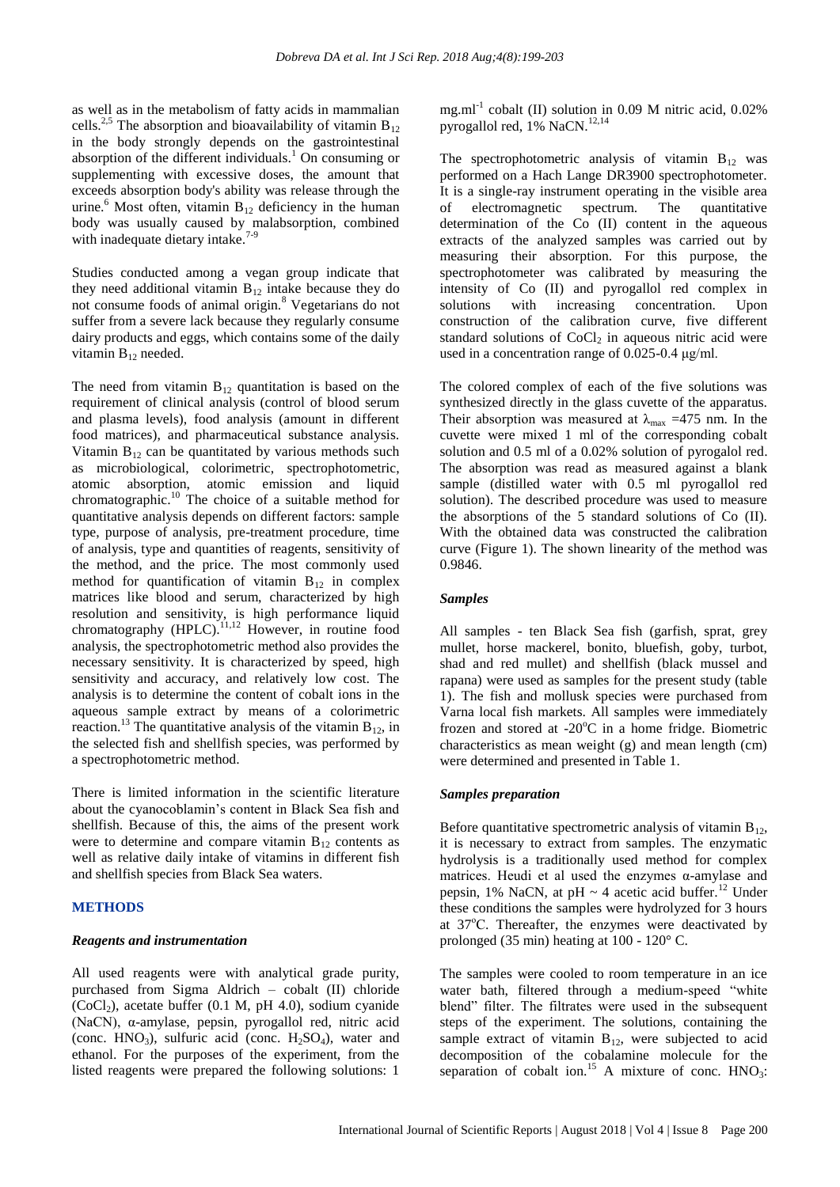as well as in the metabolism of fatty acids in mammalian cells.[2,5] The absorption and bioavailability of vitamin $B_{12}$ in the body strongly depends on the gastrointestinal absorption of the different individuals.[1] On consuming or supplementing with excessive doses, the amount that exceeds absorption body's ability was release through the urine.[6] Most often, vitamin $B_{12}$ deficiency in the human body was usually caused by malabsorption, combined with inadequate dietary intake.[7-9]

Studies conducted among a vegan group indicate that they need additional vitamin $B_{12}$ intake because they do not consume foods of animal origin.[8] Vegetarians do not suffer from a severe lack because they regularly consume dairy products and eggs, which contains some of the daily vitamin $B_{12}$ needed.

The need from vitamin $B_{12}$ quantitation is based on the requirement of clinical analysis (control of blood serum and plasma levels), food analysis (amount in different food matrices), and pharmaceutical substance analysis. Vitamin $B_{12}$ can be quantitated by various methods such as microbiological, colorimetric, spectrophotometric, atomic absorption, atomic emission and liquid chromatographic.[10] The choice of a suitable method for quantitative analysis depends on different factors: sample type, purpose of analysis, pre-treatment procedure, time of analysis, type and quantities of reagents, sensitivity of the method, and the price. The most commonly used method for quantification of vitamin $B_{12}$ in complex matrices like blood and serum, characterized by high resolution and sensitivity, is high performance liquid chromatography (HPLC).[11,12] However, in routine food analysis, the spectrophotometric method also provides the necessary sensitivity. It is characterized by speed, high sensitivity and accuracy, and relatively low cost. The analysis is to determine the content of cobalt ions in the aqueous sample extract by means of a colorimetric reaction.[13] The quantitative analysis of the vitamin $B_{12}$, in the selected fish and shellfish species, was performed by a spectrophotometric method.

There is limited information in the scientific literature about the cyanocoblamin's content in Black Sea fish and shellfish. Because of this, the aims of the present work were to determine and compare vitamin $B_{12}$ contents as well as relative daily intake of vitamins in different fish and shellfish species from Black Sea waters.

## METHODS

### *Reagents and instrumentation*

All used reagents were with analytical grade purity, purchased from Sigma Aldrich – cobalt (II) chloride ($CoCl_2$), acetate buffer (0.1 M, pH 4.0), sodium cyanide (NaCN), α-amylase, pepsin, pyrogallol red, nitric acid (conc. $HNO_3$), sulfuric acid (conc. $H_2SO_4$), water and ethanol. For the purposes of the experiment, from the listed reagents were prepared the following solutions: 1 $mg.ml^{-1}$ cobalt (II) solution in 0.09 M nitric acid, 0.02% pyrogallol red, 1% NaCN.[12,14]

The spectrophotometric analysis of vitamin $B_{12}$ was performed on a Hach Lange DR3900 spectrophotometer. It is a single-ray instrument operating in the visible area of electromagnetic spectrum. The quantitative determination of the Co (II) content in the aqueous extracts of the analyzed samples was carried out by measuring their absorption. For this purpose, the spectrophotometer was calibrated by measuring the intensity of Co (II) and pyrogallol red complex in solutions with increasing concentration. Upon construction of the calibration curve, five different standard solutions of $CoCl_2$ in aqueous nitric acid were used in a concentration range of 0.025-0.4 μg/ml.

The colored complex of each of the five solutions was synthesized directly in the glass cuvette of the apparatus. Their absorption was measured at $\lambda_{max}$ =475 nm. In the cuvette were mixed 1 ml of the corresponding cobalt solution and 0.5 ml of a 0.02% solution of pyrogalol red. The absorption was read as measured against a blank sample (distilled water with 0.5 ml pyrogallol red solution). The described procedure was used to measure the absorptions of the 5 standard solutions of Co (II). With the obtained data was constructed the calibration curve (Figure 1). The shown linearity of the method was 0.9846.

### *Samples*

All samples - ten Black Sea fish (garfish, sprat, grey mullet, horse mackerel, bonito, bluefish, goby, turbot, shad and red mullet) and shellfish (black mussel and rapana) were used as samples for the present study (table 1). The fish and mollusk species were purchased from Varna local fish markets. All samples were immediately frozen and stored at -20°C in a home fridge. Biometric characteristics as mean weight (g) and mean length (cm) were determined and presented in Table 1.

### *Samples preparation*

Before quantitative spectrometric analysis of vitamin $B_{12}$, it is necessary to extract from samples. The enzymatic hydrolysis is a traditionally used method for complex matrices. Heudi et al used the enzymes α-amylase and pepsin, 1% NaCN, at pH ~ 4 acetic acid buffer.[12] Under these conditions the samples were hydrolyzed for 3 hours at 37°C. Thereafter, the enzymes were deactivated by prolonged (35 min) heating at 100 - 120° C.

The samples were cooled to room temperature in an ice water bath, filtered through a medium-speed "white blend" filter. The filtrates were used in the subsequent steps of the experiment. The solutions, containing the sample extract of vitamin $B_{12}$, were subjected to acid decomposition of the cobalamine molecule for the separation of cobalt ion.[15] A mixture of conc. $HNO_3$: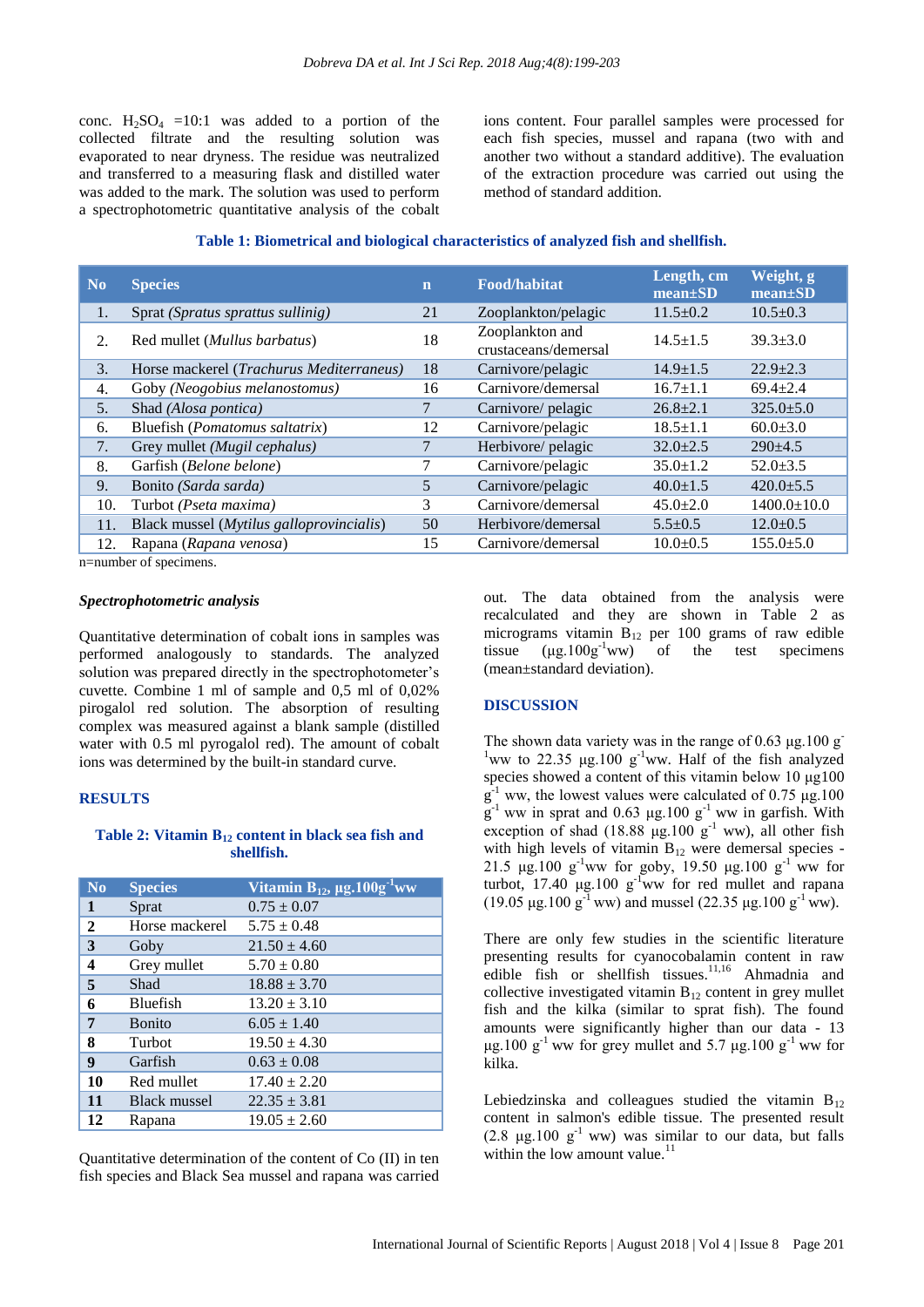conc. $H_2SO_4$ =10:1 was added to a portion of the collected filtrate and the resulting solution was evaporated to near dryness. The residue was neutralized and transferred to a measuring flask and distilled water was added to the mark. The solution was used to perform a spectrophotometric quantitative analysis of the cobalt ions content. Four parallel samples were processed for each fish species, mussel and rapana (two with and another two without a standard additive). The evaluation of the extraction procedure was carried out using the method of standard addition.

**Table 1: Biometrical and biological characteristics of analyzed fish and shellfish.**

| No | Species | n | Food/habitat | Length, cm mean±SD | Weight, g mean±SD |
|---|---|---|---|---|---|
| 1. | Sprat *(Spratus sprattus sullinig)* | 21 | Zooplankton/pelagic | 11.5±0.2 | 10.5±0.3 |
| 2. | Red mullet (*Mullus barbatus*) | 18 | Zooplankton and crustaceans/demersal | 14.5±1.5 | 39.3±3.0 |
| 3. | Horse mackerel (*Trachurus Mediterraneus*) | 18 | Carnivore/pelagic | 14.9±1.5 | 22.9±2.3 |
| 4. | Goby *(Neogobius melanostomus)* | 16 | Carnivore/demersal | 16.7±1.1 | 69.4±2.4 |
| 5. | Shad *(Alosa pontica)* | 7 | Carnivore/ pelagic | 26.8±2.1 | 325.0±5.0 |
| 6. | Bluefish (*Pomatomus saltatrix*) | 12 | Carnivore/pelagic | 18.5±1.1 | 60.0±3.0 |
| 7. | Grey mullet *(Mugil cephalus)* | 7 | Herbivore/ pelagic | 32.0±2.5 | 290±4.5 |
| 8. | Garfish (*Belone belone*) | 7 | Carnivore/pelagic | 35.0±1.2 | 52.0±3.5 |
| 9. | Bonito *(Sarda sarda)* | 5 | Carnivore/pelagic | 40.0±1.5 | 420.0±5.5 |
| 10. | Turbot *(Pseta maxima)* | 3 | Carnivore/demersal | 45.0±2.0 | 1400.0±10.0 |
| 11. | Black mussel (*Mytilus galloprovincialis*) | 50 | Herbivore/demersal | 5.5±0.5 | 12.0±0.5 |
| 12. | Rapana (*Rapana venosa*) | 15 | Carnivore/demersal | 10.0±0.5 | 155.0±5.0 |

n=number of specimens.

***Spectrophotometric analysis***

Quantitative determination of cobalt ions in samples was performed analogously to standards. The analyzed solution was prepared directly in the spectrophotometer's cuvette. Combine 1 ml of sample and 0,5 ml of 0,02% pirogalol red solution. The absorption of resulting complex was measured against a blank sample (distilled water with 0.5 ml pyrogalol red). The amount of cobalt ions was determined by the built-in standard curve.

## RESULTS

**Table 2: Vitamin $B_{12}$ content in black sea fish and shellfish.**

| No | Species | Vitamin $B_{12}$, $\mu g.100g^{-1}$ww |
|---|---|---|
| 1 | Sprat | 0.75 ± 0.07 |
| 2 | Horse mackerel | 5.75 ± 0.48 |
| 3 | Goby | 21.50 ± 4.60 |
| 4 | Grey mullet | 5.70 ± 0.80 |
| 5 | Shad | 18.88 ± 3.70 |
| 6 | Bluefish | 13.20 ± 3.10 |
| 7 | Bonito | 6.05 ± 1.40 |
| 8 | Turbot | 19.50 ± 4.30 |
| 9 | Garfish | 0.63 ± 0.08 |
| 10 | Red mullet | 17.40 ± 2.20 |
| 11 | Black mussel | 22.35 ± 3.81 |
| 12 | Rapana | 19.05 ± 2.60 |

Quantitative determination of the content of Co (II) in ten fish species and Black Sea mussel and rapana was carried out. The data obtained from the analysis were recalculated and they are shown in Table 2 as micrograms vitamin $B_{12}$ per 100 grams of raw edible tissue ($\mu g.100g^{-1}$ww) of the test specimens (mean±standard deviation).

## DISCUSSION

The shown data variety was in the range of 0.63 $\mu g.100\ g^{-1}$ww to 22.35 $\mu g.100\ g^{-1}$ww. Half of the fish analyzed species showed a content of this vitamin below 10 $\mu g 100\ g^{-1}$ ww, the lowest values were calculated of 0.75 $\mu g.100\ g^{-1}$ ww in sprat and 0.63 $\mu g.100\ g^{-1}$ ww in garfish. With exception of shad (18.88 $\mu g.100\ g^{-1}$ ww), all other fish with high levels of vitamin $B_{12}$ were demersal species - 21.5 $\mu g.100\ g^{-1}$ww for goby, 19.50 $\mu g.100\ g^{-1}$ ww for turbot, 17.40 $\mu g.100\ g^{-1}$ww for red mullet and rapana (19.05 $\mu g.100\ g^{-1}$ ww) and mussel (22.35 $\mu g.100\ g^{-1}$ ww).

There are only few studies in the scientific literature presenting results for cyanocobalamin content in raw edible fish or shellfish tissues.[11,16] Ahmadnia and collective investigated vitamin $B_{12}$ content in grey mullet fish and the kilka (similar to sprat fish). The found amounts were significantly higher than our data - 13 $\mu g.100\ g^{-1}$ ww for grey mullet and 5.7 $\mu g.100\ g^{-1}$ ww for kilka.

Lebiedzinska and colleagues studied the vitamin $B_{12}$ content in salmon's edible tissue. The presented result (2.8 $\mu g.100\ g^{-1}$ ww) was similar to our data, but falls within the low amount value.[11]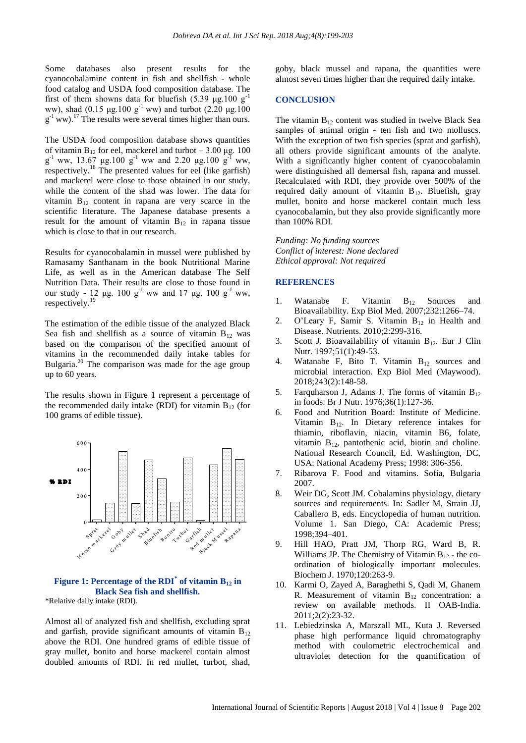Some databases also present results for the cyanocobalamine content in fish and shellfish - whole food catalog and USDA food composition database. The first of them showns data for bluefish (5.39 µg.100 $g^{-1}$ ww), shad (0.15 µg.100 $g^{-1}$ ww) and turbot (2.20 µg.100 $g^{-1}$ ww).[17] The results were several times higher than ours.

The USDA food composition database shows quantities of vitamin $B_{12}$ for eel, mackerel and turbot – 3.00 µg. 100 $g^{-1}$ ww, 13.67 µg.100 $g^{-1}$ ww and 2.20 µg.100 $g^{-1}$ ww, respectively.[18] The presented values for eel (like garfish) and mackerel were close to those obtained in our study, while the content of the shad was lower. The data for vitamin $B_{12}$ content in rapana are very scarce in the scientific literature. The Japanese database presents a result for the amount of vitamin $B_{12}$ in rapana tissue which is close to that in our research.

Results for cyanocobalamin in mussel were published by Ramasamy Santhanam in the book Nutritional Marine Life, as well as in the American database The Self Nutrition Data. Their results are close to those found in our study - 12 µg. 100 $g^{-1}$ ww and 17 µg. 100 $g^{-1}$ ww, respectively.[19]

The estimation of the edible tissue of the analyzed Black Sea fish and shellfish as a source of vitamin $B_{12}$ was based on the comparison of the specified amount of vitamins in the recommended daily intake tables for Bulgaria.[20] The comparison was made for the age group up to 60 years.

The results shown in Figure 1 represent a percentage of the recommended daily intake (RDI) for vitamin $B_{12}$ (for 100 grams of edible tissue).

% RDI

0
200
400
600

Sprat
Horse mackerel
Goby
Grey mullet
Shad
Bluefish
Bonito
Turbot
Garfish
Red mullet
Black Mussel
Rapana

**Figure 1: Percentage of the RDI* of vitamin $B_{12}$ in Black Sea fish and shellfish.**

*Relative daily intake (RDI).

Almost all of analyzed fish and shellfish, excluding sprat and garfish, provide significant amounts of vitamin $B_{12}$ above the RDI. One hundred grams of edible tissue of gray mullet, bonito and horse mackerel contain almost doubled amounts of RDI. In red mullet, turbot, shad, goby, black mussel and rapana, the quantities were almost seven times higher than the required daily intake.

## CONCLUSION

The vitamin $B_{12}$ content was studied in twelve Black Sea samples of animal origin - ten fish and two molluscs. With the exception of two fish species (sprat and garfish), all others provide significant amounts of the analyte. With a significantly higher content of cyanocobalamin were distinguished all demersal fish, rapana and mussel. Recalculated with RDI, they provide over 500% of the required daily amount of vitamin $B_{12}$. Bluefish, gray mullet, bonito and horse mackerel contain much less cyanocobalamin, but they also provide significantly more than 100% RDI.

*Funding: No funding sources*
*Conflict of interest: None declared*
*Ethical approval: Not required*

## REFERENCES

1. Watanabe F. Vitamin $B_{12}$ Sources and Bioavailability. Exp Biol Med. 2007;232:1266–74.
2. O'Leary F, Samir S. Vitamin $B_{12}$ in Health and Disease. Nutrients. 2010;2:299-316.
3. Scott J. Bioavailability of vitamin $B_{12}$. Eur J Clin Nutr. 1997;51(1):49-53.
4. Watanabe F, Bito T. Vitamin $B_{12}$ sources and microbial interaction. Exp Biol Med (Maywood). 2018;243(2):148-58.
5. Farquharson J, Adams J. The forms of vitamin $B_{12}$ in foods. Br J Nutr. 1976;36(1):127-36.
6. Food and Nutrition Board: Institute of Medicine. Vitamin $B_{12}$. In Dietary reference intakes for thiamin, riboflavin, niacin, vitamin B6, folate, vitamin $B_{12}$, pantothenic acid, biotin and choline. National Research Council, Ed. Washington, DC, USA: National Academy Press; 1998: 306-356.
7. Ribarova F. Food and vitamins. Sofia, Bulgaria 2007.
8. Weir DG, Scott JM. Cobalamins physiology, dietary sources and requirements. In: Sadler M, Strain JJ, Caballero B, eds. Encyclopedia of human nutrition. Volume 1. San Diego, CA: Academic Press; 1998;394–401.
9. Hill HAO, Pratt JM, Thorp RG, Ward B, R. Williams JP. The Chemistry of Vitamin $B_{12}$ - the co-ordination of biologically important molecules. Biochem J. 1970;120:263-9.
10. Karmi O, Zayed A, Baraghethi S, Qadi M, Ghanem R. Measurement of vitamin $B_{12}$ concentration: a review on available methods. II OAB-India. 2011;2(2):23-32.
11. Lebiedzinska A, Marszall ML, Kuta J. Reversed phase high performance liquid chromatography method with coulometric electrochemical and ultraviolet detection for the quantification of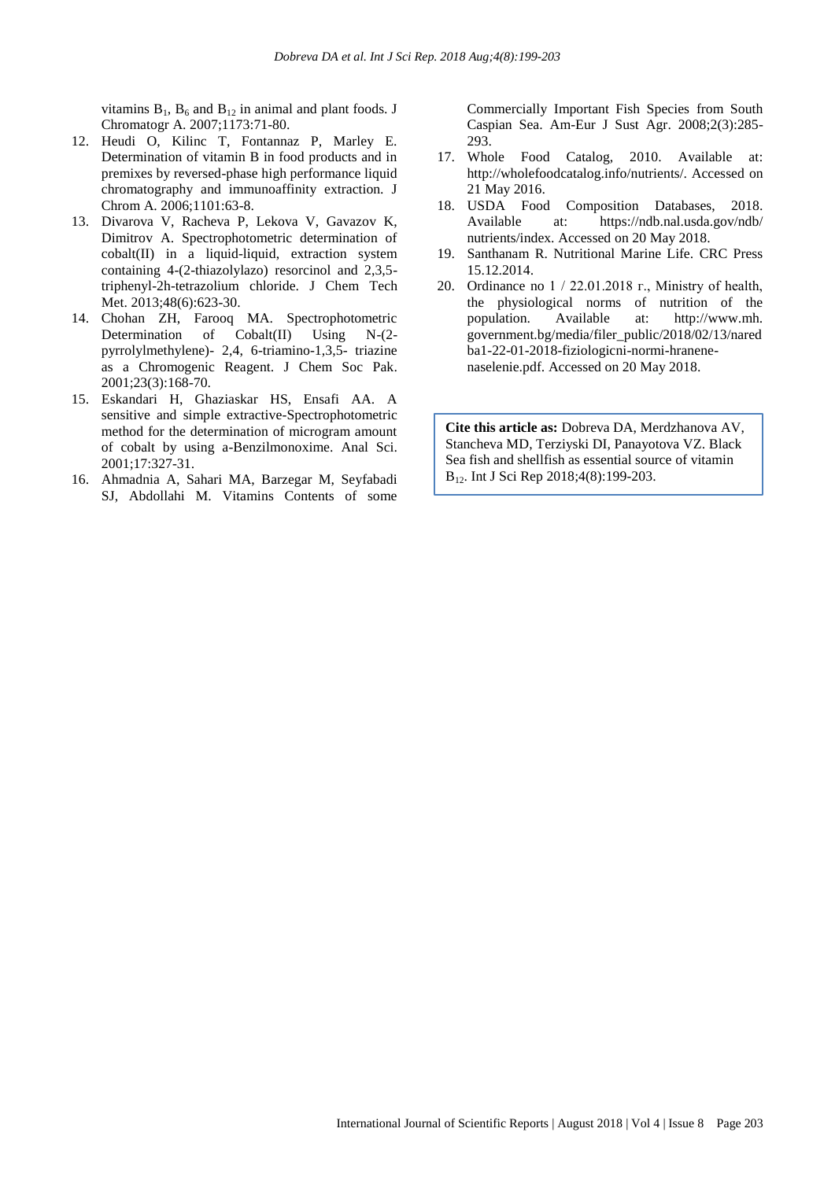vitamins $B_1$, $B_6$ and $B_{12}$ in animal and plant foods. J Chromatogr A. 2007;1173:71-80.

12. Heudi O, Kilinc T, Fontannaz P, Marley E. Determination of vitamin B in food products and in premixes by reversed-phase high performance liquid chromatography and immunoaffinity extraction. J Chrom A. 2006;1101:63-8.
13. Divarova V, Racheva P, Lekova V, Gavazov K, Dimitrov A. Spectrophotometric determination of cobalt(II) in a liquid-liquid, extraction system containing 4-(2-thiazolylazo) resorcinol and 2,3,5-triphenyl-2h-tetrazolium chloride. J Chem Tech Met. 2013;48(6):623-30.
14. Chohan ZH, Farooq MA. Spectrophotometric Determination of Cobalt(II) Using N-(2-pyrrolylmethylene)- 2,4, 6-triamino-1,3,5- triazine as a Chromogenic Reagent. J Chem Soc Pak. 2001;23(3):168-70.
15. Eskandari H, Ghaziaskar HS, Ensafi AA. A sensitive and simple extractive-Spectrophotometric method for the determination of microgram amount of cobalt by using a-Benzilmonoxime. Anal Sci. 2001;17:327-31.
16. Ahmadnia A, Sahari MA, Barzegar M, Seyfabadi SJ, Abdollahi M. Vitamins Contents of some Commercially Important Fish Species from South Caspian Sea. Am-Eur J Sust Agr. 2008;2(3):285-293.
17. Whole Food Catalog, 2010. Available at: http://wholefoodcatalog.info/nutrients/. Accessed on 21 May 2016.
18. USDA Food Composition Databases, 2018. Available at: https://ndb.nal.usda.gov/ndb/nutrients/index. Accessed on 20 May 2018.
19. Santhanam R. Nutritional Marine Life. CRC Press 15.12.2014.
20. Ordinance no 1 / 22.01.2018 г., Ministry of health, the physiological norms of nutrition of the population. Available at: http://www.mh.government.bg/media/filer_public/2018/02/13/naredba1-22-01-2018-fiziologicni-normi-hranene-naselenie.pdf. Accessed on 20 May 2018.

**Cite this article as:** Dobreva DA, Merdzhanova AV, Stancheva MD, Terziyski DI, Panayotova VZ. Black Sea fish and shellfish as essential source of vitamin $B_{12}$. Int J Sci Rep 2018;4(8):199-203.